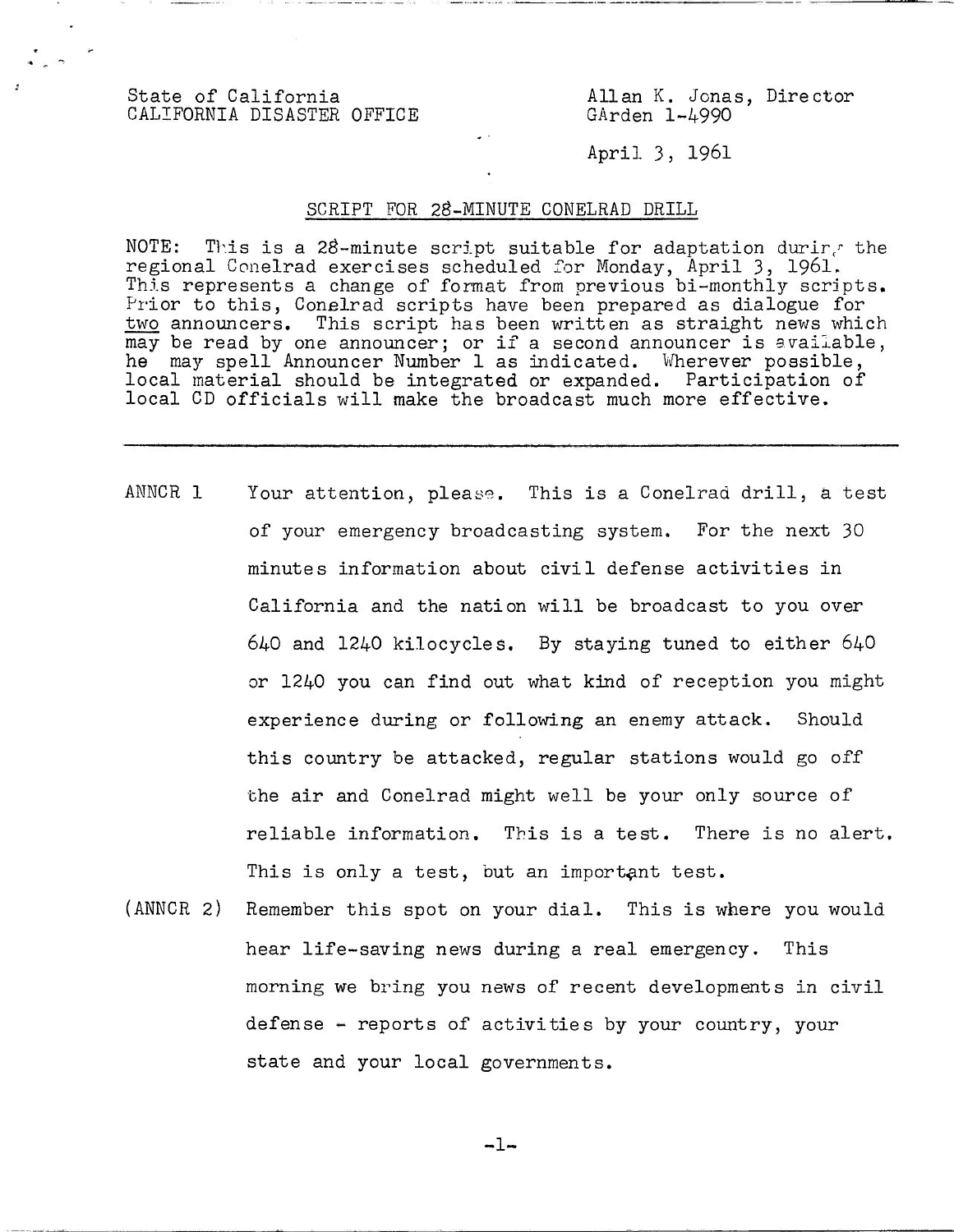State of California
CALIFORNIA DISASTER OFFICE

Allan K. Jonas, Director
GArden 1-4990

April 3, 1961

## SCRIPT FOR 28-MINUTE CONELRAD DRILL

NOTE: This is a 28-minute script suitable for adaptation during the regional Conelrad exercises scheduled for Monday, April 3, 1961. This represents a change of format from previous bi-monthly scripts. Prior to this, Conelrad scripts have been prepared as dialogue for two announcers. This script has been written as straight news which may be read by one announcer; or if a second announcer is available, he may spell Announcer Number 1 as indicated. Wherever possible, local material should be integrated or expanded. Participation of local CD officials will make the broadcast much more effective.

---

ANNCR 1 Your attention, please. This is a Conelrad drill, a test of your emergency broadcasting system. For the next 30 minutes information about civil defense activities in California and the nation will be broadcast to you over 640 and 1240 kilocycles. By staying tuned to either 640 or 1240 you can find out what kind of reception you might experience during or following an enemy attack. Should this country be attacked, regular stations would go off the air and Conelrad might well be your only source of reliable information. This is a test. There is no alert. This is only a test, but an important test.

(ANNCR 2) Remember this spot on your dial. This is where you would hear life-saving news during a real emergency. This morning we bring you news of recent developments in civil defense - reports of activities by your country, your state and your local governments.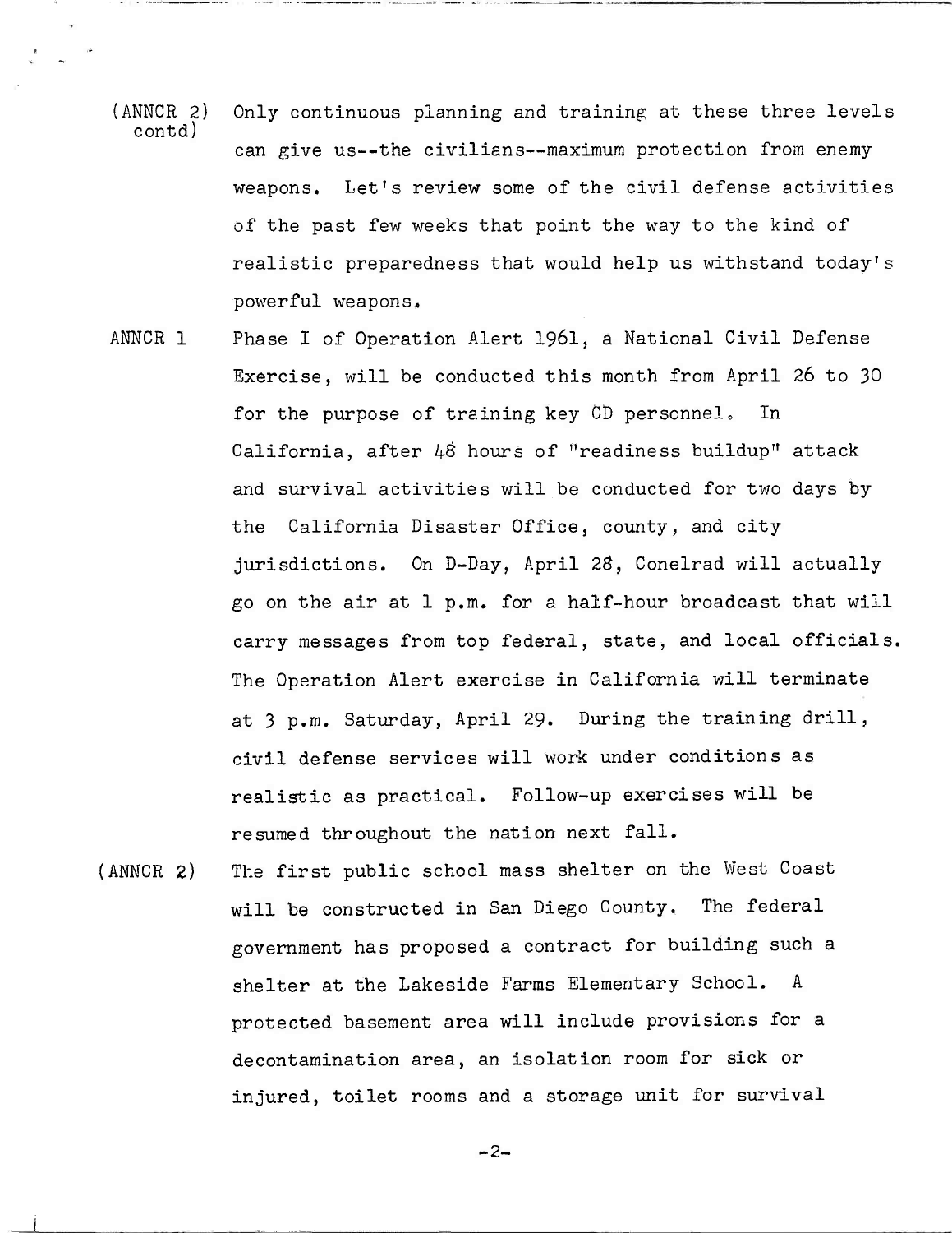(ANNCR 2) contd) Only continuous planning and training at these three levels can give us--the civilians--maximum protection from enemy weapons. Let's review some of the civil defense activities of the past few weeks that point the way to the kind of realistic preparedness that would help us withstand today's powerful weapons.

ANNCR 1 Phase I of Operation Alert 1961, a National Civil Defense Exercise, will be conducted this month from April 26 to 30 for the purpose of training key CD personnel. In California, after 48 hours of "readiness buildup" attack and survival activities will be conducted for two days by the California Disaster Office, county, and city jurisdictions. On D-Day, April 28, Conelrad will actually go on the air at 1 p.m. for a half-hour broadcast that will carry messages from top federal, state, and local officials. The Operation Alert exercise in California will terminate at 3 p.m. Saturday, April 29. During the training drill, civil defense services will work under conditions as realistic as practical. Follow-up exercises will be resumed throughout the nation next fall.

(ANNCR 2) The first public school mass shelter on the West Coast will be constructed in San Diego County. The federal government has proposed a contract for building such a shelter at the Lakeside Farms Elementary School. A protected basement area will include provisions for a decontamination area, an isolation room for sick or injured, toilet rooms and a storage unit for survival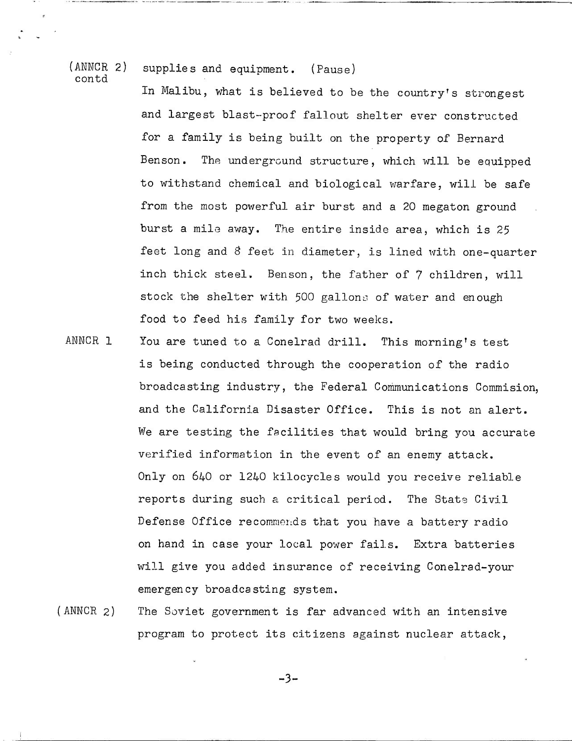(ANNCR 2) contd supplies and equipment. (Pause)

In Malibu, what is believed to be the country's strongest and largest blast-proof fallout shelter ever constructed for a family is being built on the property of Bernard Benson. The underground structure, which will be equipped to withstand chemical and biological warfare, will be safe from the most powerful air burst and a 20 megaton ground burst a mile away. The entire inside area, which is 25 feet long and 8 feet in diameter, is lined with one-quarter inch thick steel. Benson, the father of 7 children, will stock the shelter with 500 gallons of water and enough food to feed his family for two weeks.

ANNCR 1 You are tuned to a Conelrad drill. This morning's test is being conducted through the cooperation of the radio broadcasting industry, the Federal Communications Commision, and the California Disaster Office. This is not an alert. We are testing the facilities that would bring you accurate verified information in the event of an enemy attack. Only on 640 or 1240 kilocycles would you receive reliable reports during such a critical period. The State Civil Defense Office recommends that you have a battery radio on hand in case your local power fails. Extra batteries will give you added insurance of receiving Conelrad-your emergency broadcasting system.

(ANNCR 2) The Soviet government is far advanced with an intensive program to protect its citizens against nuclear attack,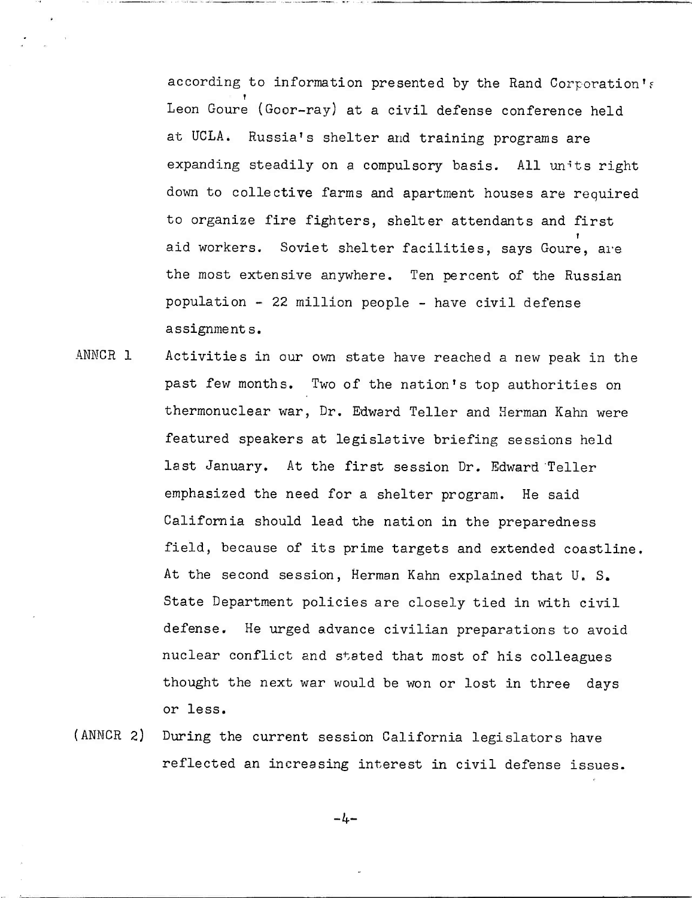according to information presented by the Rand Corporation's Leon Gouré (Goor-ray) at a civil defense conference held at UCLA. Russia's shelter and training programs are expanding steadily on a compulsory basis. All units right down to collective farms and apartment houses are required to organize fire fighters, shelter attendants and first aid workers. Soviet shelter facilities, says Gouré, are the most extensive anywhere. Ten percent of the Russian population - 22 million people - have civil defense assignments.

ANNCR 1 Activities in our own state have reached a new peak in the past few months. Two of the nation's top authorities on thermonuclear war, Dr. Edward Teller and Herman Kahn were featured speakers at legislative briefing sessions held last January. At the first session Dr. Edward Teller emphasized the need for a shelter program. He said California should lead the nation in the preparedness field, because of its prime targets and extended coastline. At the second session, Herman Kahn explained that U. S. State Department policies are closely tied in with civil defense. He urged advance civilian preparations to avoid nuclear conflict and stated that most of his colleagues thought the next war would be won or lost in three days or less.

(ANNCR 2) During the current session California legislators have reflected an increasing interest in civil defense issues.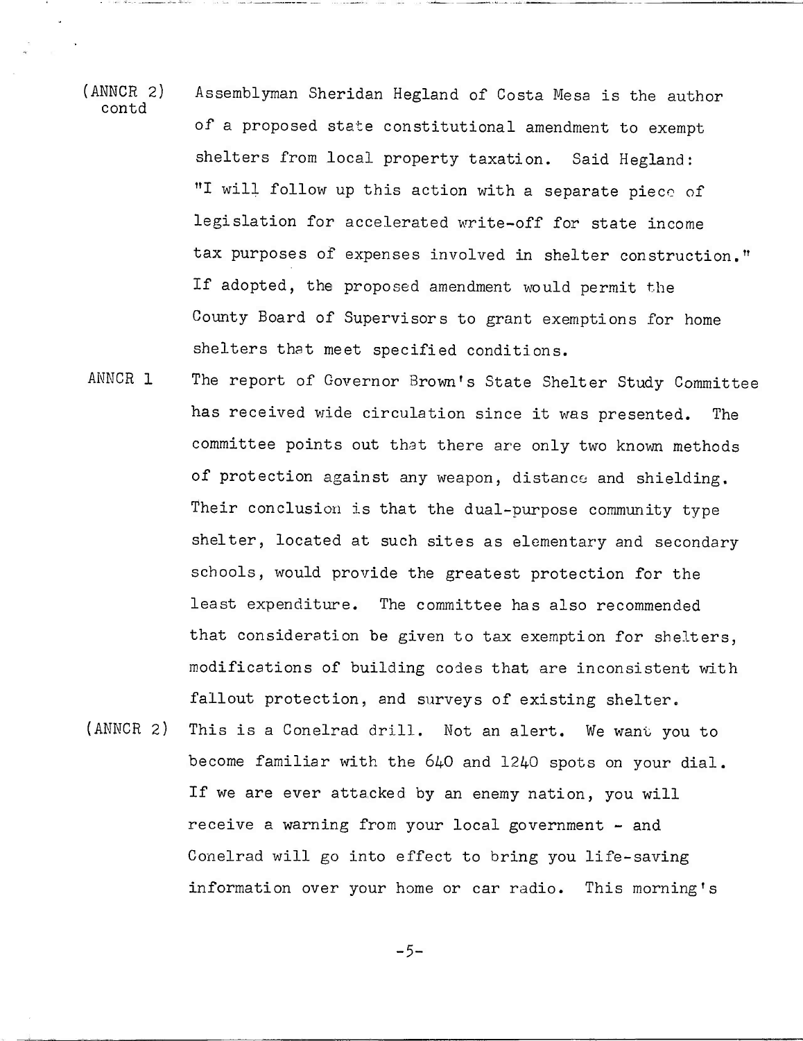(ANNCR 2) contd

Assemblyman Sheridan Hegland of Costa Mesa is the author of a proposed state constitutional amendment to exempt shelters from local property taxation. Said Hegland: "I will follow up this action with a separate piece of legislation for accelerated write-off for state income tax purposes of expenses involved in shelter construction." If adopted, the proposed amendment would permit the County Board of Supervisors to grant exemptions for home shelters that meet specified conditions.

ANNCR 1

The report of Governor Brown's State Shelter Study Committee has received wide circulation since it was presented. The committee points out that there are only two known methods of protection against any weapon, distance and shielding. Their conclusion is that the dual-purpose community type shelter, located at such sites as elementary and secondary schools, would provide the greatest protection for the least expenditure. The committee has also recommended that consideration be given to tax exemption for shelters, modifications of building codes that are inconsistent with fallout protection, and surveys of existing shelter.

(ANNCR 2)

This is a Conelrad drill. Not an alert. We want you to become familiar with the 640 and 1240 spots on your dial. If we are ever attacked by an enemy nation, you will receive a warning from your local government - and Conelrad will go into effect to bring you life-saving information over your home or car radio. This morning's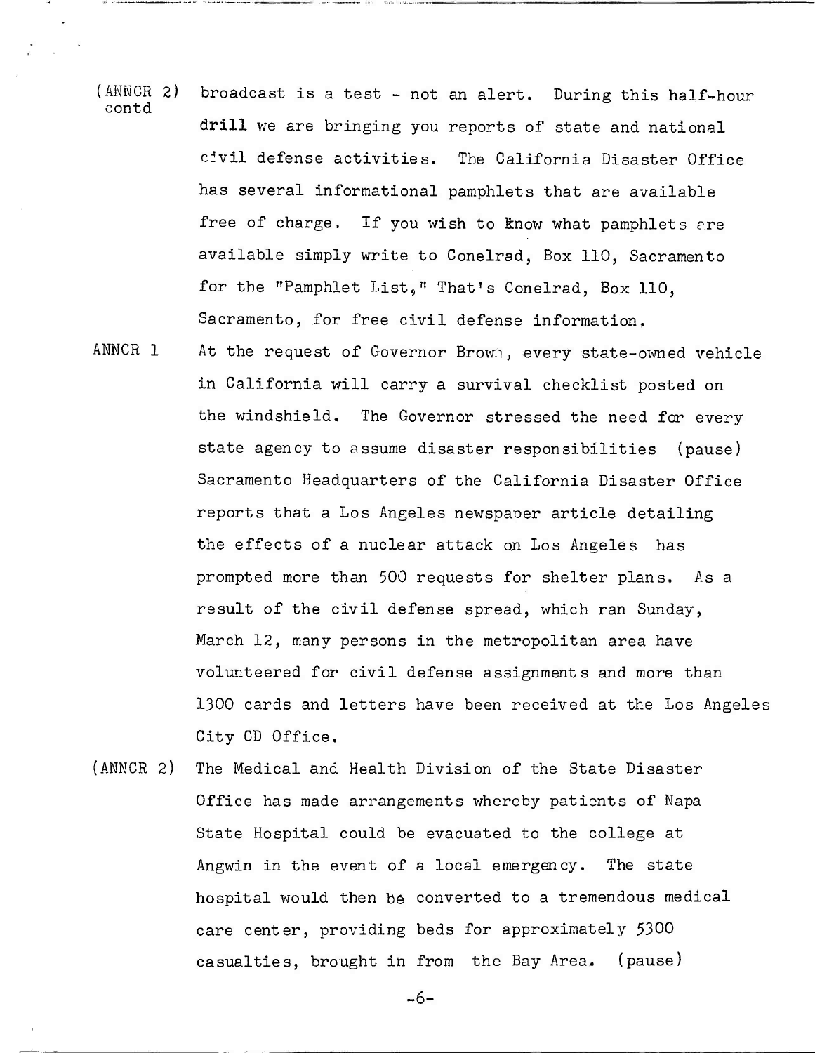(ANNCR 2) contd — broadcast is a test - not an alert. During this half-hour drill we are bringing you reports of state and national civil defense activities. The California Disaster Office has several informational pamphlets that are available free of charge. If you wish to know what pamphlets are available simply write to Conelrad, Box 110, Sacramento for the "Pamphlet List," That's Conelrad, Box 110, Sacramento, for free civil defense information.

ANNCR 1 — At the request of Governor Brown, every state-owned vehicle in California will carry a survival checklist posted on the windshield. The Governor stressed the need for every state agency to assume disaster responsibilities (pause) Sacramento Headquarters of the California Disaster Office reports that a Los Angeles newspaper article detailing the effects of a nuclear attack on Los Angeles has prompted more than 500 requests for shelter plans. As a result of the civil defense spread, which ran Sunday, March 12, many persons in the metropolitan area have volunteered for civil defense assignments and more than 1300 cards and letters have been received at the Los Angeles City CD Office.

(ANNCR 2) — The Medical and Health Division of the State Disaster Office has made arrangements whereby patients of Napa State Hospital could be evacuated to the college at Angwin in the event of a local emergency. The state hospital would then be converted to a tremendous medical care center, providing beds for approximately 5300 casualties, brought in from the Bay Area. (pause)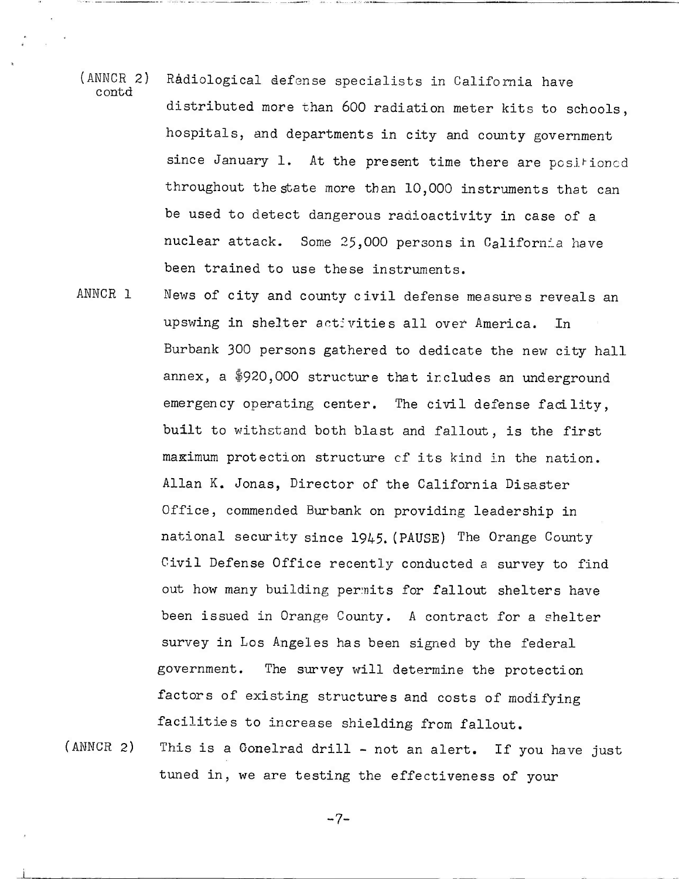(ANNCR 2) contd — Radiological defense specialists in California have distributed more than 600 radiation meter kits to schools, hospitals, and departments in city and county government since January 1. At the present time there are positioned throughout the state more than 10,000 instruments that can be used to detect dangerous radioactivity in case of a nuclear attack. Some 25,000 persons in California have been trained to use these instruments.

ANNCR 1 — News of city and county civil defense measures reveals an upswing in shelter activities all over America. In Burbank 300 persons gathered to dedicate the new city hall annex, a $920,000 structure that includes an underground emergency operating center. The civil defense facility, built to withstand both blast and fallout, is the first maximum protection structure of its kind in the nation. Allan K. Jonas, Director of the California Disaster Office, commended Burbank on providing leadership in national security since 1945. (PAUSE) The Orange County Civil Defense Office recently conducted a survey to find out how many building permits for fallout shelters have been issued in Orange County. A contract for a shelter survey in Los Angeles has been signed by the federal government. The survey will determine the protection factors of existing structures and costs of modifying facilities to increase shielding from fallout.

(ANNCR 2) — This is a Conelrad drill - not an alert. If you have just tuned in, we are testing the effectiveness of your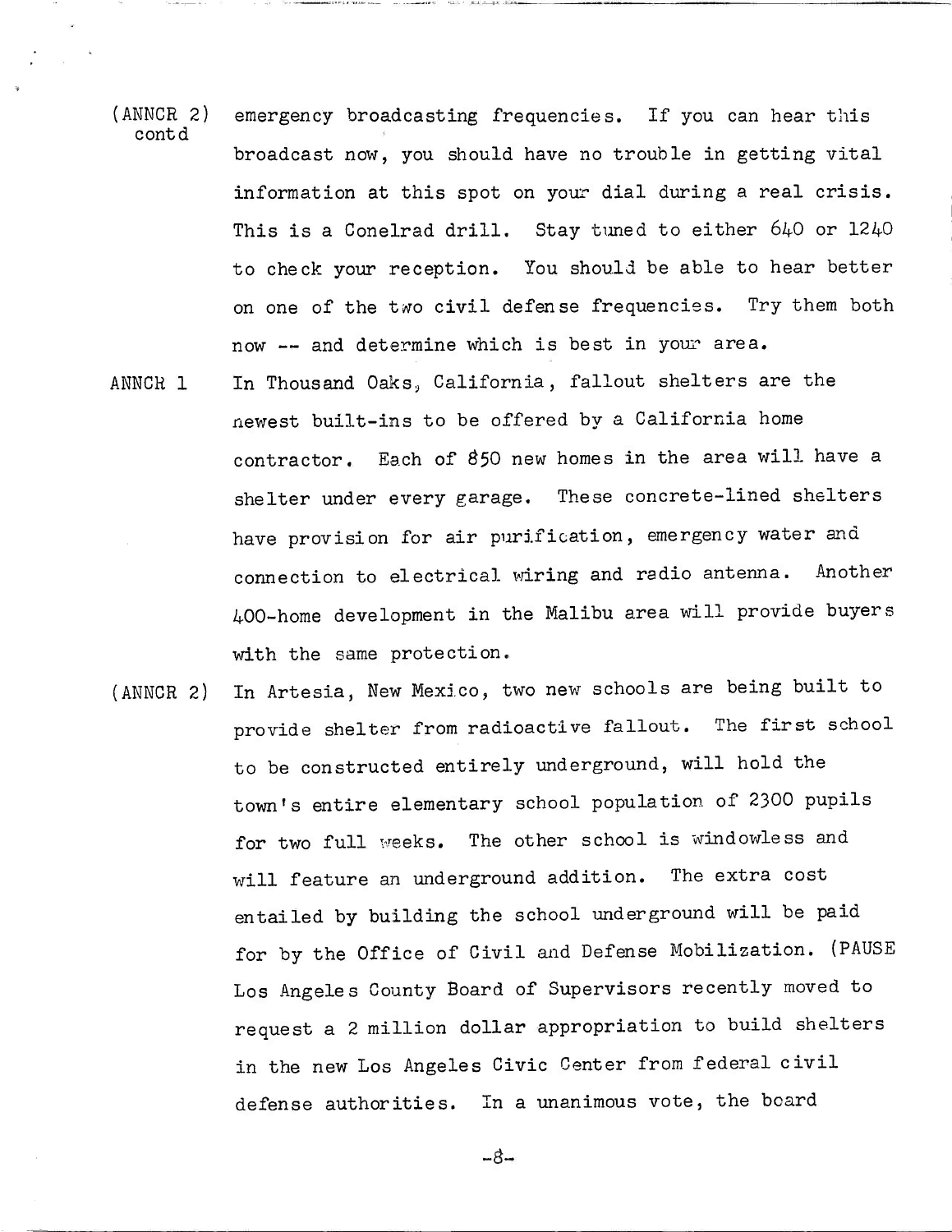(ANNCR 2) contd

emergency broadcasting frequencies. If you can hear this broadcast now, you should have no trouble in getting vital information at this spot on your dial during a real crisis. This is a Conelrad drill. Stay tuned to either 640 or 1240 to check your reception. You should be able to hear better on one of the two civil defense frequencies. Try them both now -- and determine which is best in your area.

ANNCR 1

In Thousand Oaks, California, fallout shelters are the newest built-ins to be offered by a California home contractor. Each of 850 new homes in the area will have a shelter under every garage. These concrete-lined shelters have provision for air purification, emergency water and connection to electrical wiring and radio antenna. Another 400-home development in the Malibu area will provide buyers with the same protection.

(ANNCR 2)

In Artesia, New Mexico, two new schools are being built to provide shelter from radioactive fallout. The first school to be constructed entirely underground, will hold the town's entire elementary school population of 2300 pupils for two full weeks. The other school is windowless and will feature an underground addition. The extra cost entailed by building the school underground will be paid for by the Office of Civil and Defense Mobilization. (PAUSE Los Angeles County Board of Supervisors recently moved to request a 2 million dollar appropriation to build shelters in the new Los Angeles Civic Center from federal civil defense authorities. In a unanimous vote, the board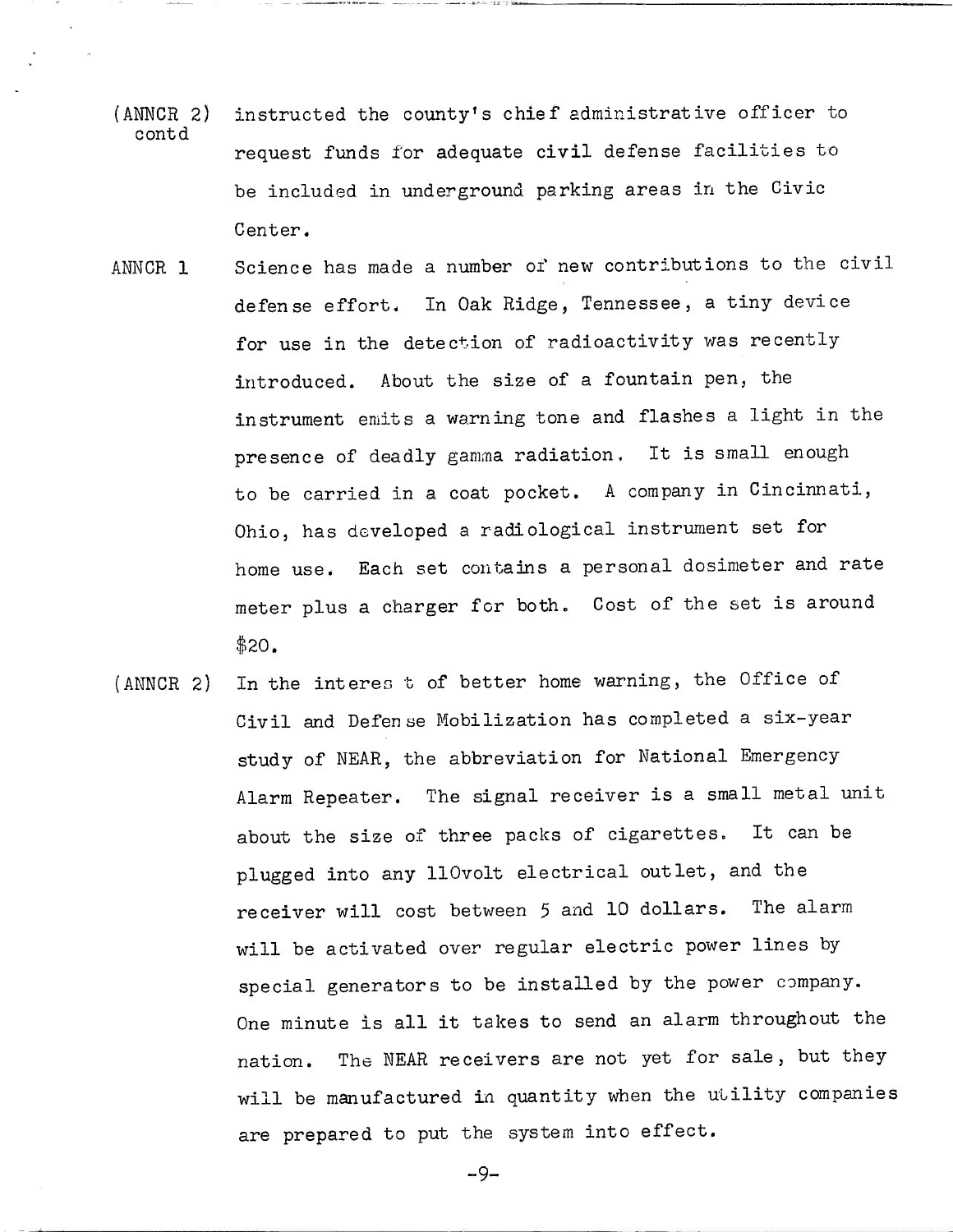(ANNCR 2) contd instructed the county's chief administrative officer to request funds for adequate civil defense facilities to be included in underground parking areas in the Civic Center.

ANNCR 1 Science has made a number of new contributions to the civil defense effort. In Oak Ridge, Tennessee, a tiny device for use in the detection of radioactivity was recently introduced. About the size of a fountain pen, the instrument emits a warning tone and flashes a light in the presence of deadly gamma radiation. It is small enough to be carried in a coat pocket. A company in Cincinnati, Ohio, has developed a radiological instrument set for home use. Each set contains a personal dosimeter and rate meter plus a charger for both. Cost of the set is around $20.

(ANNCR 2) In the interest of better home warning, the Office of Civil and Defense Mobilization has completed a six-year study of NEAR, the abbreviation for National Emergency Alarm Repeater. The signal receiver is a small metal unit about the size of three packs of cigarettes. It can be plugged into any 110volt electrical outlet, and the receiver will cost between 5 and 10 dollars. The alarm will be activated over regular electric power lines by special generators to be installed by the power company. One minute is all it takes to send an alarm throughout the nation. The NEAR receivers are not yet for sale, but they will be manufactured in quantity when the utility companies are prepared to put the system into effect.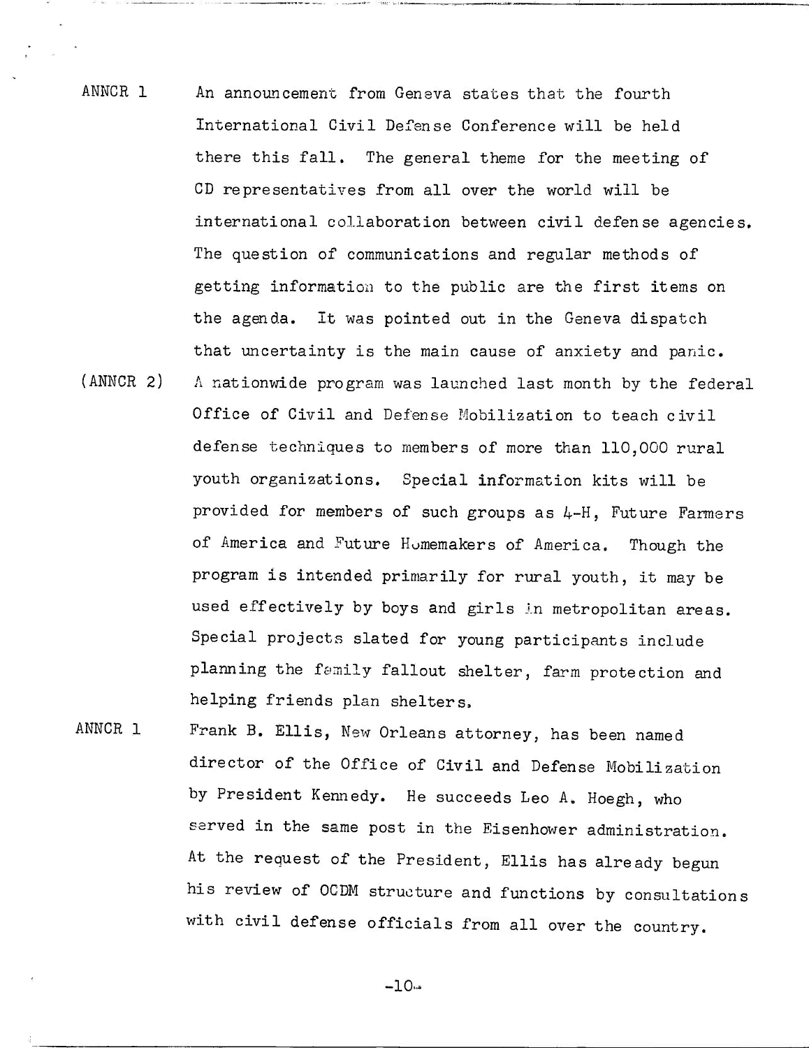ANNCR 1 An announcement from Geneva states that the fourth International Civil Defense Conference will be held there this fall. The general theme for the meeting of CD representatives from all over the world will be international collaboration between civil defense agencies. The question of communications and regular methods of getting information to the public are the first items on the agenda. It was pointed out in the Geneva dispatch that uncertainty is the main cause of anxiety and panic.

(ANNCR 2) A nationwide program was launched last month by the federal Office of Civil and Defense Mobilization to teach civil defense techniques to members of more than 110,000 rural youth organizations. Special information kits will be provided for members of such groups as 4-H, Future Farmers of America and Future Homemakers of America. Though the program is intended primarily for rural youth, it may be used effectively by boys and girls in metropolitan areas. Special projects slated for young participants include planning the family fallout shelter, farm protection and helping friends plan shelters.

ANNCR 1 Frank B. Ellis, New Orleans attorney, has been named director of the Office of Civil and Defense Mobilization by President Kennedy. He succeeds Leo A. Hoegh, who served in the same post in the Eisenhower administration. At the request of the President, Ellis has already begun his review of OCDM structure and functions by consultations with civil defense officials from all over the country.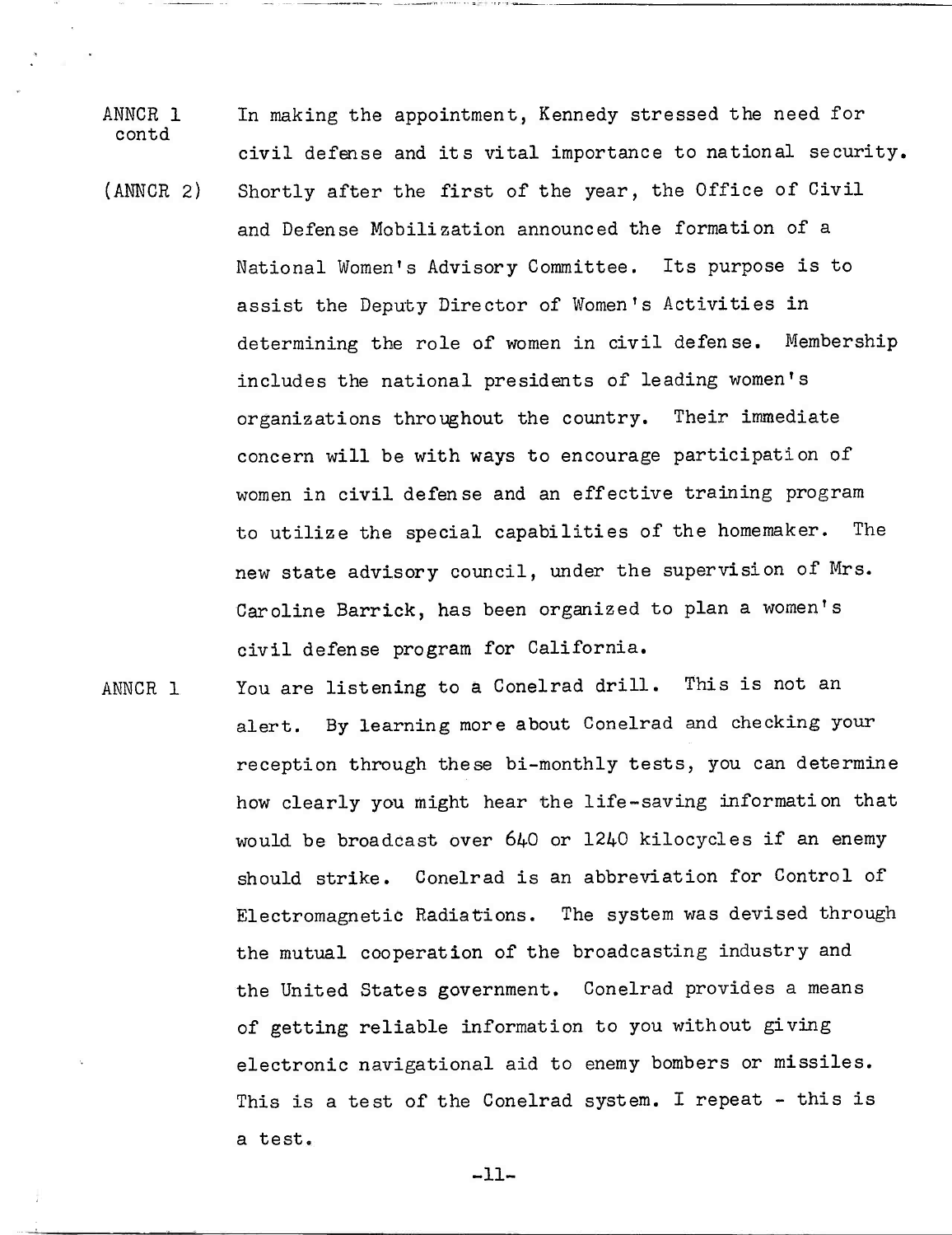ANNCR 1 contd — In making the appointment, Kennedy stressed the need for civil defense and its vital importance to national security.

(ANNCR 2) — Shortly after the first of the year, the Office of Civil and Defense Mobilization announced the formation of a National Women's Advisory Committee. Its purpose is to assist the Deputy Director of Women's Activities in determining the role of women in civil defense. Membership includes the national presidents of leading women's organizations throughout the country. Their immediate concern will be with ways to encourage participation of women in civil defense and an effective training program to utilize the special capabilities of the homemaker. The new state advisory council, under the supervision of Mrs. Caroline Barrick, has been organized to plan a women's civil defense program for California.

ANNCR 1 — You are listening to a Conelrad drill. This is not an alert. By learning more about Conelrad and checking your reception through these bi-monthly tests, you can determine how clearly you might hear the life-saving information that would be broadcast over 640 or 1240 kilocycles if an enemy should strike. Conelrad is an abbreviation for Control of Electromagnetic Radiations. The system was devised through the mutual cooperation of the broadcasting industry and the United States government. Conelrad provides a means of getting reliable information to you without giving electronic navigational aid to enemy bombers or missiles. This is a test of the Conelrad system. I repeat - this is a test.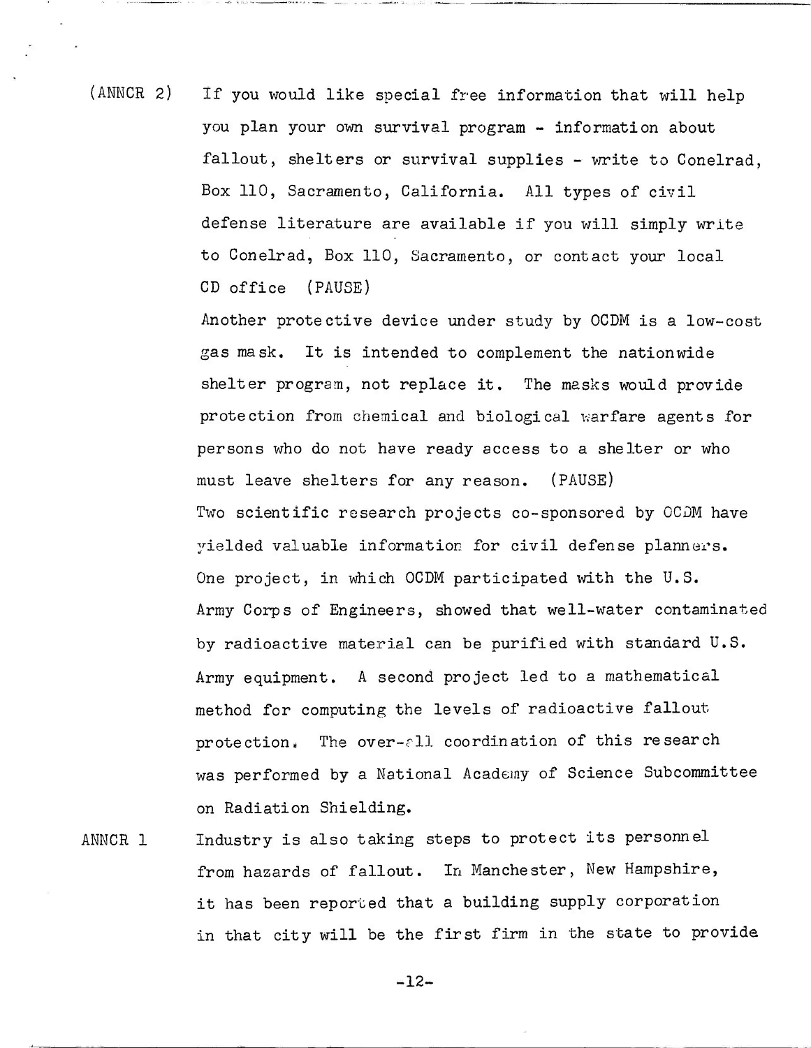(ANNCR 2) If you would like special free information that will help you plan your own survival program - information about fallout, shelters or survival supplies - write to Conelrad, Box 110, Sacramento, California. All types of civil defense literature are available if you will simply write to Conelrad, Box 110, Sacramento, or contact your local CD office (PAUSE)

Another protective device under study by OCDM is a low-cost gas mask. It is intended to complement the nationwide shelter program, not replace it. The masks would provide protection from chemical and biological warfare agents for persons who do not have ready access to a shelter or who must leave shelters for any reason. (PAUSE)

Two scientific research projects co-sponsored by OCDM have yielded valuable information for civil defense planners. One project, in which OCDM participated with the U.S. Army Corps of Engineers, showed that well-water contaminated by radioactive material can be purified with standard U.S. Army equipment. A second project led to a mathematical method for computing the levels of radioactive fallout protection. The over-all coordination of this research was performed by a National Academy of Science Subcommittee on Radiation Shielding.

ANNCR 1 Industry is also taking steps to protect its personnel from hazards of fallout. In Manchester, New Hampshire, it has been reported that a building supply corporation in that city will be the first firm in the state to provide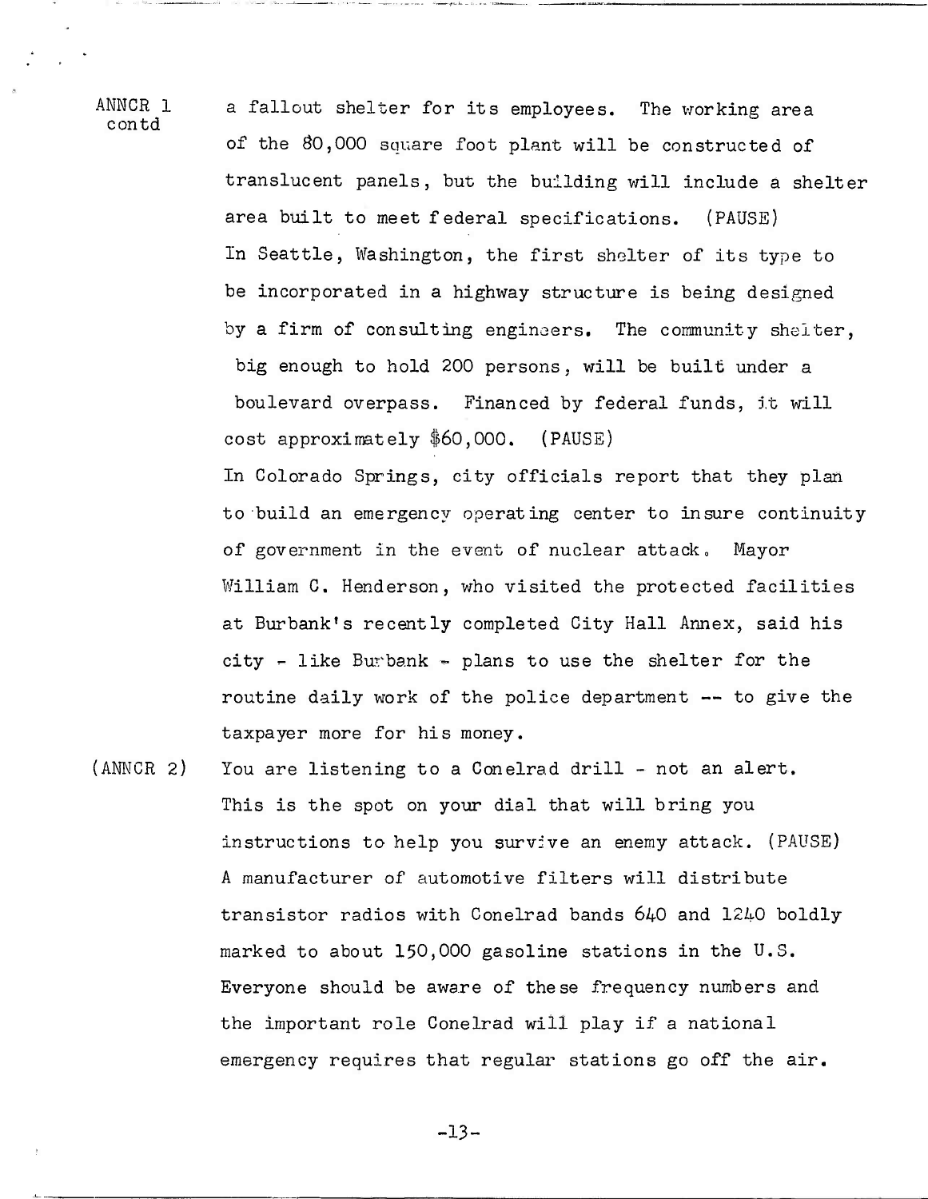ANNCR 1 contd

a fallout shelter for its employees. The working area of the 80,000 square foot plant will be constructed of translucent panels, but the building will include a shelter area built to meet federal specifications. (PAUSE)

In Seattle, Washington, the first shelter of its type to be incorporated in a highway structure is being designed by a firm of consulting engineers. The community shelter, big enough to hold 200 persons, will be built under a boulevard overpass. Financed by federal funds, it will cost approximately $60,000. (PAUSE)

In Colorado Springs, city officials report that they plan to build an emergency operating center to insure continuity of government in the event of nuclear attack. Mayor William C. Henderson, who visited the protected facilities at Burbank's recently completed City Hall Annex, said his city - like Burbank - plans to use the shelter for the routine daily work of the police department -- to give the taxpayer more for his money.

(ANNCR 2)

You are listening to a Conelrad drill - not an alert. This is the spot on your dial that will bring you instructions to help you survive an enemy attack. (PAUSE)

A manufacturer of automotive filters will distribute transistor radios with Conelrad bands 640 and 1240 boldly marked to about 150,000 gasoline stations in the U.S. Everyone should be aware of these frequency numbers and the important role Conelrad will play if a national emergency requires that regular stations go off the air.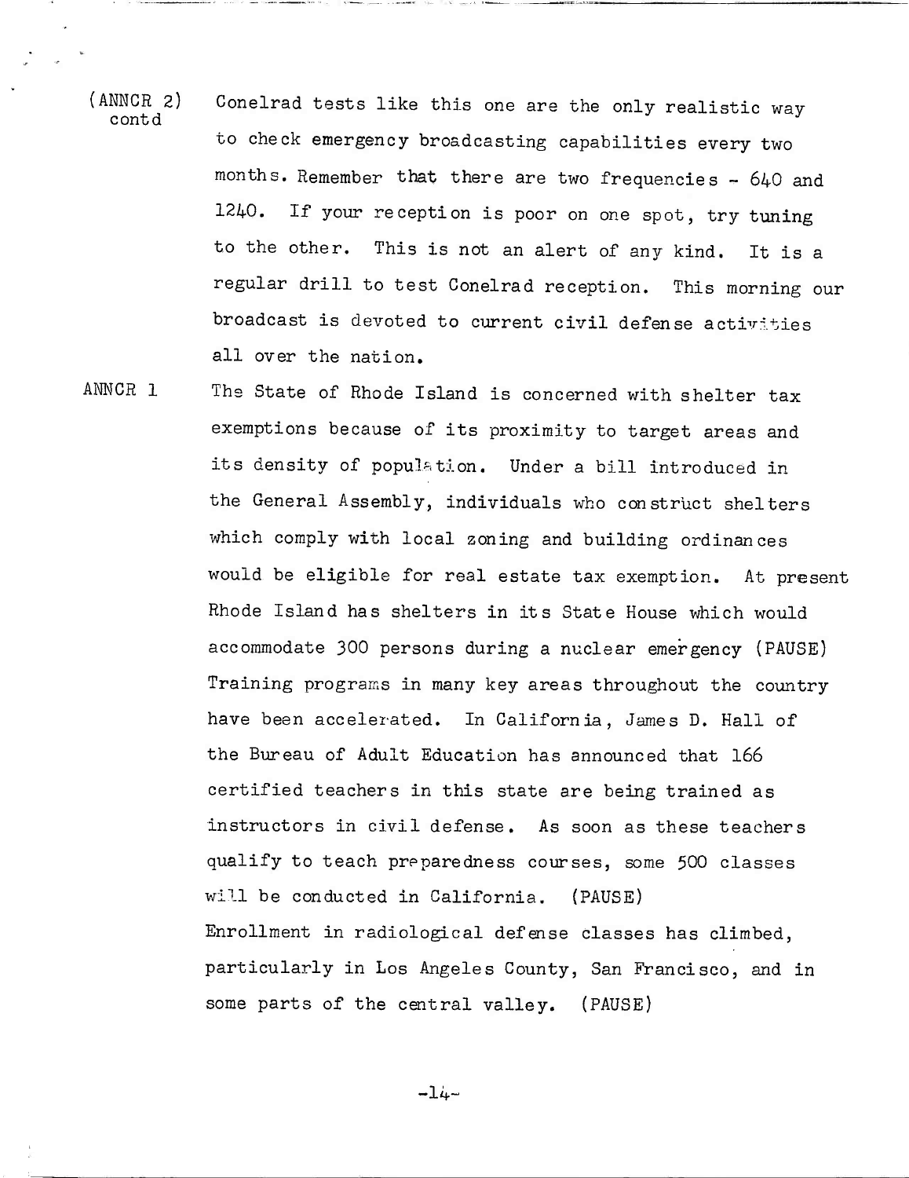(ANNCR 2) contd — Conelrad tests like this one are the only realistic way to check emergency broadcasting capabilities every two months. Remember that there are two frequencies - 640 and 1240. If your reception is poor on one spot, try tuning to the other. This is not an alert of any kind. It is a regular drill to test Conelrad reception. This morning our broadcast is devoted to current civil defense activities all over the nation.

ANNCR 1 — The State of Rhode Island is concerned with shelter tax exemptions because of its proximity to target areas and its density of population. Under a bill introduced in the General Assembly, individuals who construct shelters which comply with local zoning and building ordinances would be eligible for real estate tax exemption. At present Rhode Island has shelters in its State House which would accommodate 300 persons during a nuclear emergency (PAUSE) Training programs in many key areas throughout the country have been accelerated. In California, James D. Hall of the Bureau of Adult Education has announced that 166 certified teachers in this state are being trained as instructors in civil defense. As soon as these teachers qualify to teach preparedness courses, some 500 classes will be conducted in California. (PAUSE)
Enrollment in radiological defense classes has climbed, particularly in Los Angeles County, San Francisco, and in some parts of the central valley. (PAUSE)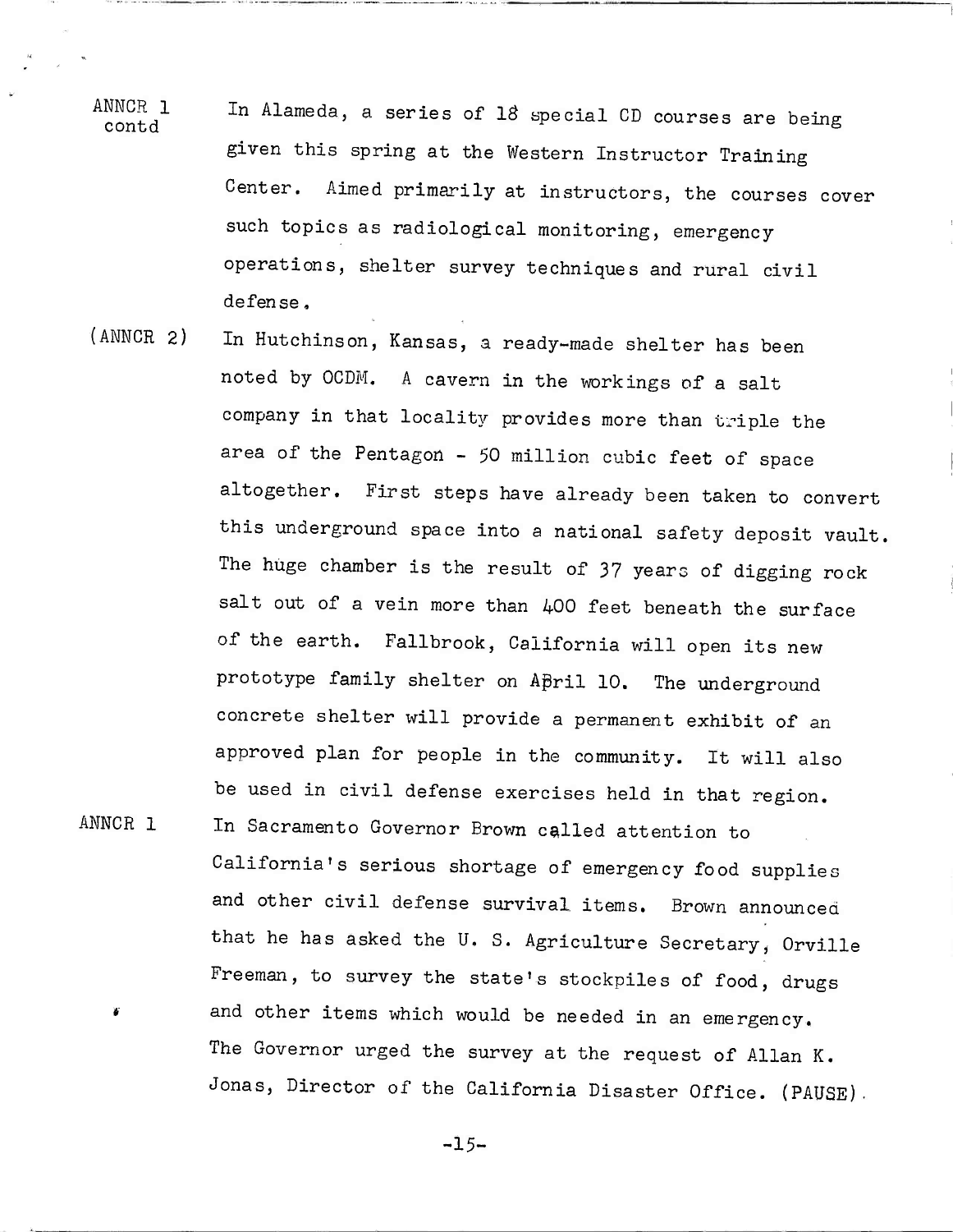ANNCR 1 contd

In Alameda, a series of 18 special CD courses are being given this spring at the Western Instructor Training Center. Aimed primarily at instructors, the courses cover such topics as radiological monitoring, emergency operations, shelter survey techniques and rural civil defense.

(ANNCR 2)

In Hutchinson, Kansas, a ready-made shelter has been noted by OCDM. A cavern in the workings of a salt company in that locality provides more than triple the area of the Pentagon - 50 million cubic feet of space altogether. First steps have already been taken to convert this underground space into a national safety deposit vault. The huge chamber is the result of 37 years of digging rock salt out of a vein more than 400 feet beneath the surface of the earth. Fallbrook, California will open its new prototype family shelter on April 10. The underground concrete shelter will provide a permanent exhibit of an approved plan for people in the community. It will also be used in civil defense exercises held in that region.

ANNCR 1

In Sacramento Governor Brown called attention to California's serious shortage of emergency food supplies and other civil defense survival items. Brown announced that he has asked the U. S. Agriculture Secretary, Orville Freeman, to survey the state's stockpiles of food, drugs and other items which would be needed in an emergency. The Governor urged the survey at the request of Allan K. Jonas, Director of the California Disaster Office. (PAUSE).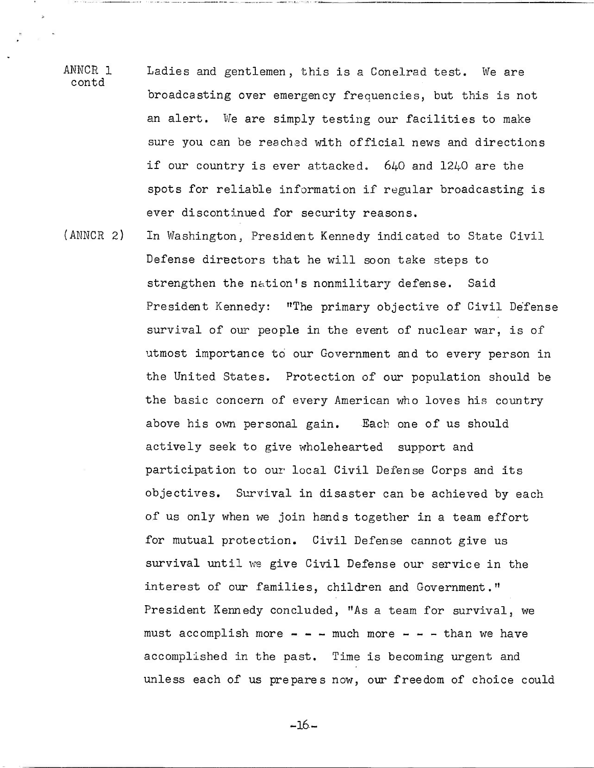ANNCR 1 contd

Ladies and gentlemen, this is a Conelrad test. We are broadcasting over emergency frequencies, but this is not an alert. We are simply testing our facilities to make sure you can be reached with official news and directions if our country is ever attacked. 640 and 1240 are the spots for reliable information if regular broadcasting is ever discontinued for security reasons.

(ANNCR 2)

In Washington, President Kennedy indicated to State Civil Defense directors that he will soon take steps to strengthen the nation's nonmilitary defense. Said President Kennedy: "The primary objective of Civil Defense survival of our people in the event of nuclear war, is of utmost importance to our Government and to every person in the United States. Protection of our population should be the basic concern of every American who loves his country above his own personal gain. Each one of us should actively seek to give wholehearted support and participation to our local Civil Defense Corps and its objectives. Survival in disaster can be achieved by each of us only when we join hands together in a team effort for mutual protection. Civil Defense cannot give us survival until we give Civil Defense our service in the interest of our families, children and Government." President Kennedy concluded, "As a team for survival, we must accomplish more - - - much more - - - than we have accomplished in the past. Time is becoming urgent and unless each of us prepares now, our freedom of choice could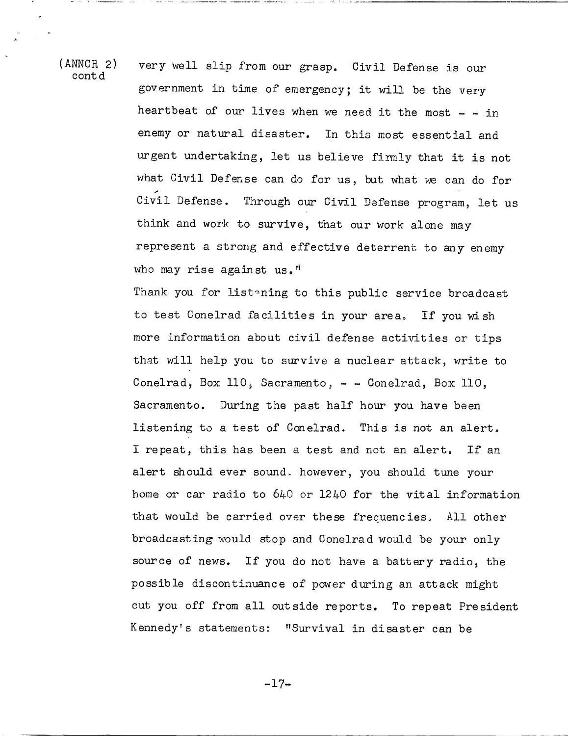(ANNCR 2) contd

very well slip from our grasp. Civil Defense is our government in time of emergency; it will be the very heartbeat of our lives when we need it the most - - in enemy or natural disaster. In this most essential and urgent undertaking, let us believe firmly that it is not what Civil Defense can do for us, but what we can do for Civil Defense. Through our Civil Defense program, let us think and work to survive, that our work alone may represent a strong and effective deterrent to any enemy who may rise against us."

Thank you for listening to this public service broadcast to test Conelrad facilities in your area. If you wish more information about civil defense activities or tips that will help you to survive a nuclear attack, write to Conelrad, Box 110, Sacramento, - - Conelrad, Box 110, Sacramento. During the past half hour you have been listening to a test of Conelrad. This is not an alert. I repeat, this has been a test and not an alert. If an alert should ever sound. however, you should tune your home or car radio to 640 or 1240 for the vital information that would be carried over these frequencies. All other broadcasting would stop and Conelrad would be your only source of news. If you do not have a battery radio, the possible discontinuance of power during an attack might cut you off from all outside reports. To repeat President Kennedy's statements: "Survival in disaster can be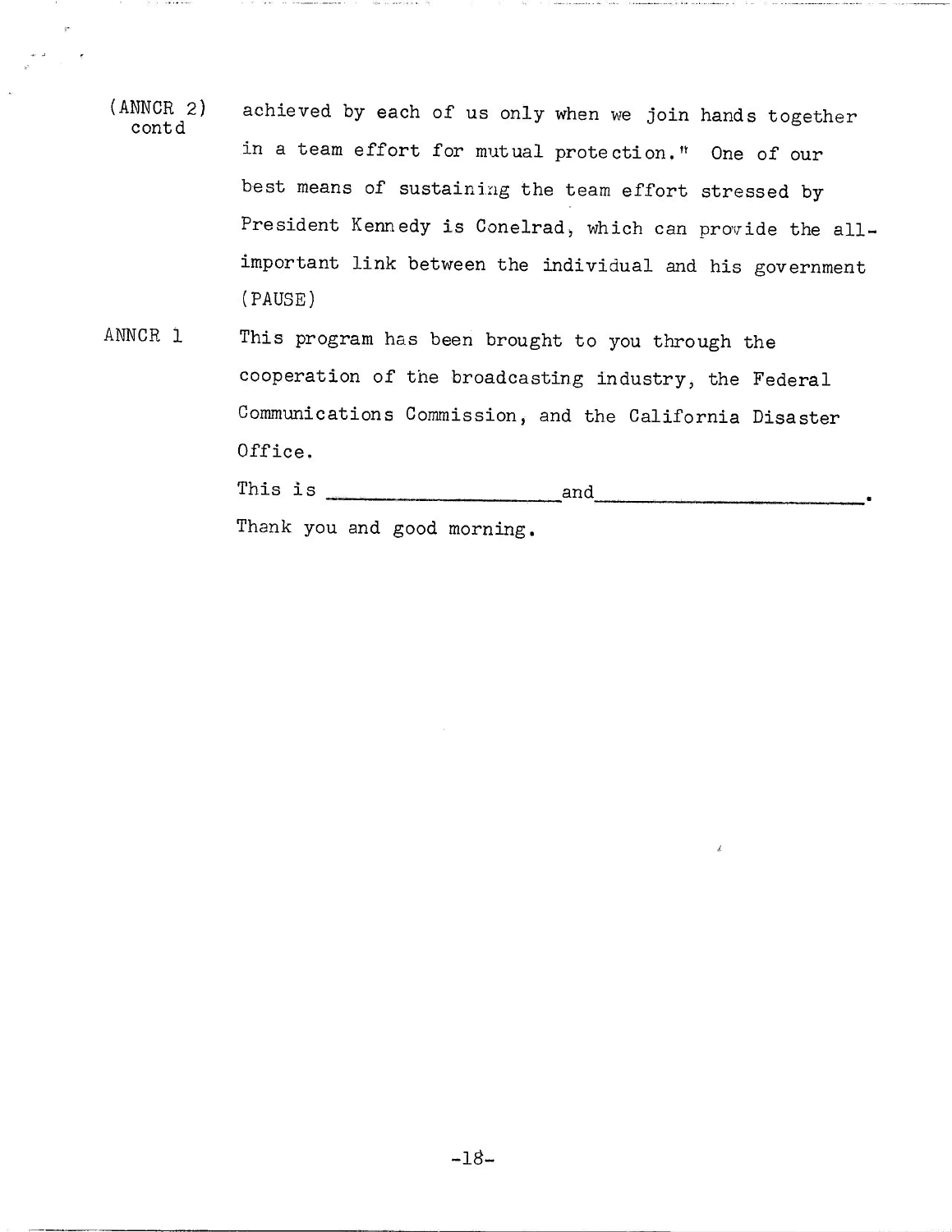(ANNCR 2) contd achieved by each of us only when we join hands together in a team effort for mutual protection." One of our best means of sustaining the team effort stressed by President Kennedy is Conelrad, which can provide the all-important link between the individual and his government (PAUSE)

ANNCR 1 This program has been brought to you through the cooperation of the broadcasting industry, the Federal Communications Commission, and the California Disaster Office.

This is ____________________ and ________________________.

Thank you and good morning.